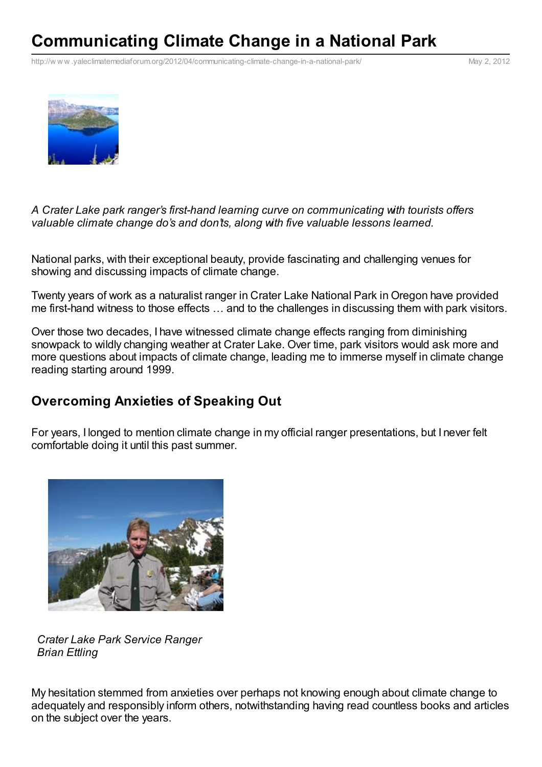# Communicating Climate Change in a National Park

http://www.yaleclimatemediaforum.org/2012/04/communicating-climate-change-in-a-national-park/ May 2, 2012

*A Crater Lake park ranger's first-hand learning curve on communicating with tourists offers valuable climate change do's and don'ts, along with five valuable lessons learned.*

National parks, with their exceptional beauty, provide fascinating and challenging venues for showing and discussing impacts of climate change.

Twenty years of work as a naturalist ranger in Crater Lake National Park in Oregon have provided me first-hand witness to those effects … and to the challenges in discussing them with park visitors.

Over those two decades, I have witnessed climate change effects ranging from diminishing snowpack to wildly changing weather at Crater Lake. Over time, park visitors would ask more and more questions about impacts of climate change, leading me to immerse myself in climate change reading starting around 1999.

## Overcoming Anxieties of Speaking Out

For years, I longed to mention climate change in my official ranger presentations, but I never felt comfortable doing it until this past summer.

*Crater Lake Park Service Ranger Brian Ettling*

My hesitation stemmed from anxieties over perhaps not knowing enough about climate change to adequately and responsibly inform others, notwithstanding having read countless books and articles on the subject over the years.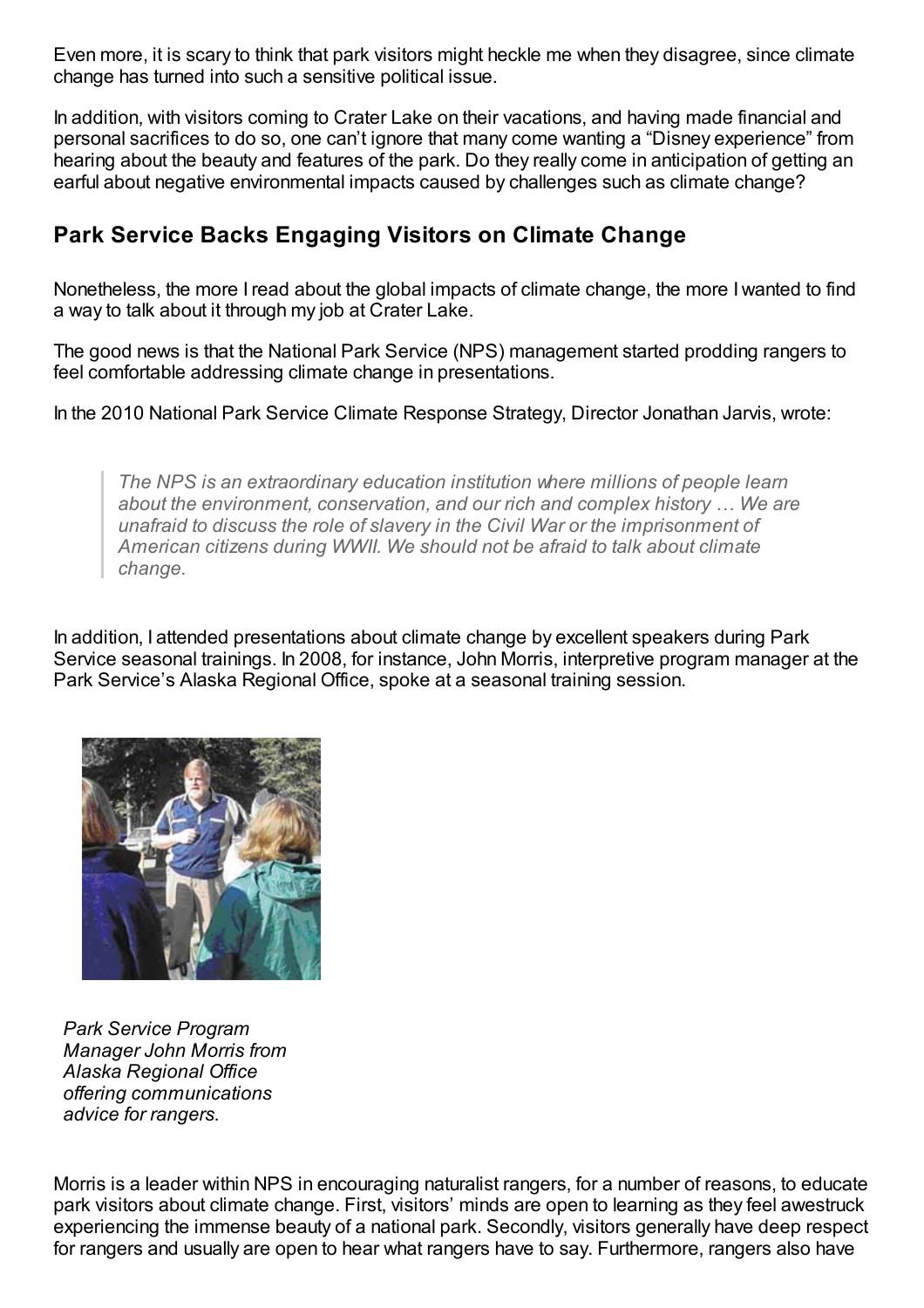Even more, it is scary to think that park visitors might heckle me when they disagree, since climate change has turned into such a sensitive political issue.

In addition, with visitors coming to Crater Lake on their vacations, and having made financial and personal sacrifices to do so, one can't ignore that many come wanting a "Disney experience" from hearing about the beauty and features of the park. Do they really come in anticipation of getting an earful about negative environmental impacts caused by challenges such as climate change?

## Park Service Backs Engaging Visitors on Climate Change

Nonetheless, the more I read about the global impacts of climate change, the more I wanted to find a way to talk about it through my job at Crater Lake.

The good news is that the National Park Service (NPS) management started prodding rangers to feel comfortable addressing climate change in presentations.

In the 2010 National Park Service Climate Response Strategy, Director Jonathan Jarvis, wrote:

> *The NPS is an extraordinary education institution where millions of people learn about the environment, conservation, and our rich and complex history … We are unafraid to discuss the role of slavery in the Civil War or the imprisonment of American citizens during WWII. We should not be afraid to talk about climate change.*

In addition, I attended presentations about climate change by excellent speakers during Park Service seasonal trainings. In 2008, for instance, John Morris, interpretive program manager at the Park Service's Alaska Regional Office, spoke at a seasonal training session.

*Park Service Program Manager John Morris from Alaska Regional Office offering communications advice for rangers.*

Morris is a leader within NPS in encouraging naturalist rangers, for a number of reasons, to educate park visitors about climate change. First, visitors' minds are open to learning as they feel awestruck experiencing the immense beauty of a national park. Secondly, visitors generally have deep respect for rangers and usually are open to hear what rangers have to say. Furthermore, rangers also have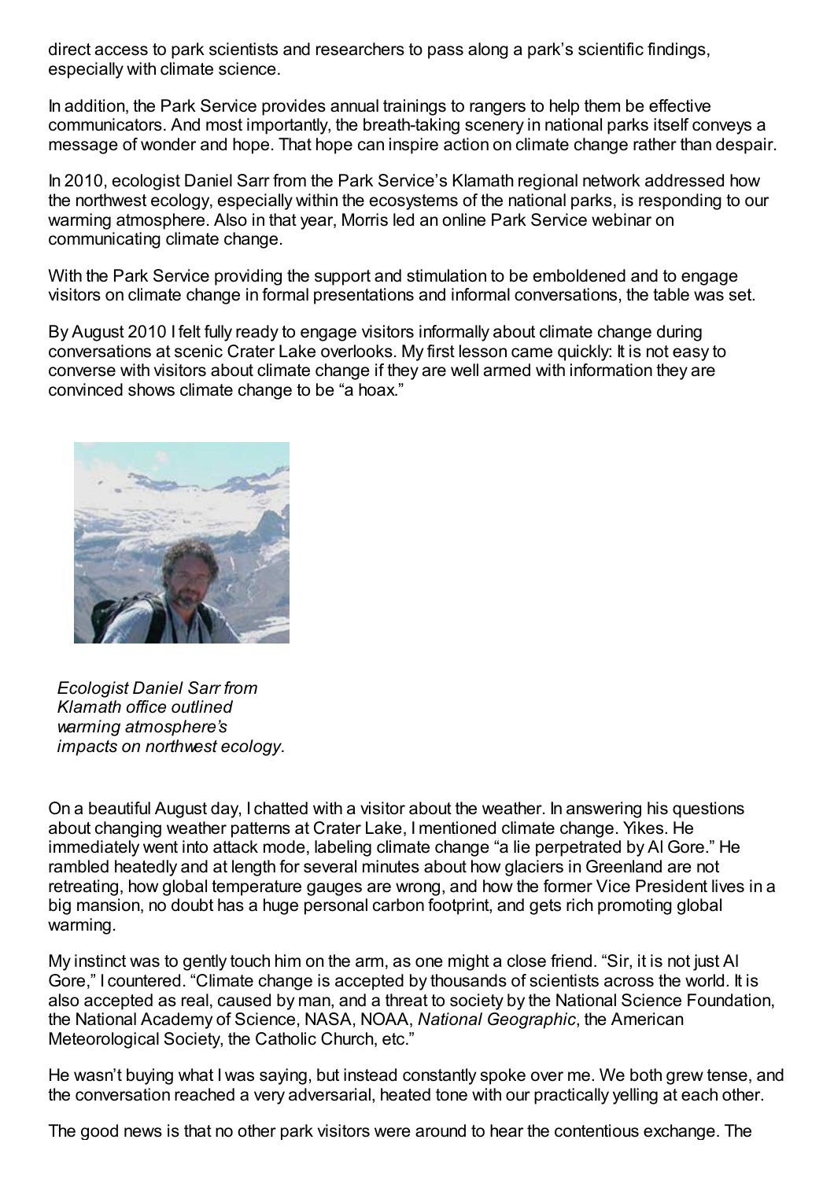direct access to park scientists and researchers to pass along a park's scientific findings, especially with climate science.

In addition, the Park Service provides annual trainings to rangers to help them be effective communicators. And most importantly, the breath-taking scenery in national parks itself conveys a message of wonder and hope. That hope can inspire action on climate change rather than despair.

In 2010, ecologist Daniel Sarr from the Park Service's Klamath regional network addressed how the northwest ecology, especially within the ecosystems of the national parks, is responding to our warming atmosphere. Also in that year, Morris led an online Park Service webinar on communicating climate change.

With the Park Service providing the support and stimulation to be emboldened and to engage visitors on climate change in formal presentations and informal conversations, the table was set.

By August 2010 I felt fully ready to engage visitors informally about climate change during conversations at scenic Crater Lake overlooks. My first lesson came quickly: It is not easy to converse with visitors about climate change if they are well armed with information they are convinced shows climate change to be "a hoax."

*Ecologist Daniel Sarr from Klamath office outlined warming atmosphere's impacts on northwest ecology.*

On a beautiful August day, I chatted with a visitor about the weather. In answering his questions about changing weather patterns at Crater Lake, I mentioned climate change. Yikes. He immediately went into attack mode, labeling climate change "a lie perpetrated by Al Gore." He rambled heatedly and at length for several minutes about how glaciers in Greenland are not retreating, how global temperature gauges are wrong, and how the former Vice President lives in a big mansion, no doubt has a huge personal carbon footprint, and gets rich promoting global warming.

My instinct was to gently touch him on the arm, as one might a close friend. "Sir, it is not just Al Gore," I countered. "Climate change is accepted by thousands of scientists across the world. It is also accepted as real, caused by man, and a threat to society by the National Science Foundation, the National Academy of Science, NASA, NOAA, *National Geographic*, the American Meteorological Society, the Catholic Church, etc."

He wasn't buying what I was saying, but instead constantly spoke over me. We both grew tense, and the conversation reached a very adversarial, heated tone with our practically yelling at each other.

The good news is that no other park visitors were around to hear the contentious exchange. The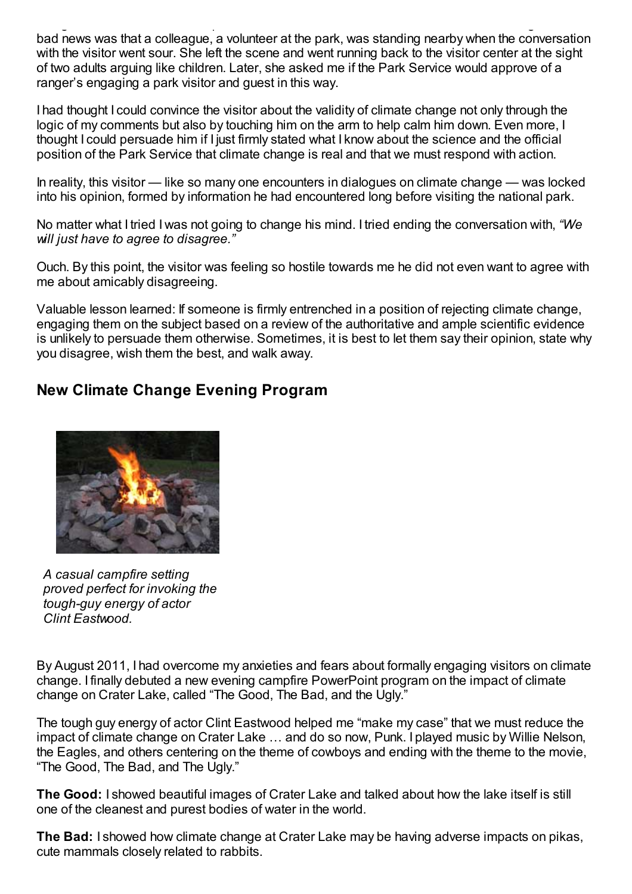bad news was that a colleague, a volunteer at the park, was standing nearby when the conversation with the visitor went sour. She left the scene and went running back to the visitor center at the sight of two adults arguing like children. Later, she asked me if the Park Service would approve of a ranger's engaging a park visitor and guest in this way.

I had thought I could convince the visitor about the validity of climate change not only through the logic of my comments but also by touching him on the arm to help calm him down. Even more, I thought I could persuade him if I just firmly stated what I know about the science and the official position of the Park Service that climate change is real and that we must respond with action.

In reality, this visitor — like so many one encounters in dialogues on climate change — was locked into his opinion, formed by information he had encountered long before visiting the national park.

No matter what I tried I was not going to change his mind. I tried ending the conversation with, *"We will just have to agree to disagree."*

Ouch. By this point, the visitor was feeling so hostile towards me he did not even want to agree with me about amicably disagreeing.

Valuable lesson learned: If someone is firmly entrenched in a position of rejecting climate change, engaging them on the subject based on a review of the authoritative and ample scientific evidence is unlikely to persuade them otherwise. Sometimes, it is best to let them say their opinion, state why you disagree, wish them the best, and walk away.

## New Climate Change Evening Program

*A casual campfire setting proved perfect for invoking the tough-guy energy of actor Clint Eastwood.*

By August 2011, I had overcome my anxieties and fears about formally engaging visitors on climate change. I finally debuted a new evening campfire PowerPoint program on the impact of climate change on Crater Lake, called "The Good, The Bad, and the Ugly."

The tough guy energy of actor Clint Eastwood helped me "make my case" that we must reduce the impact of climate change on Crater Lake … and do so now, Punk. I played music by Willie Nelson, the Eagles, and others centering on the theme of cowboys and ending with the theme to the movie, "The Good, The Bad, and The Ugly."

**The Good:** I showed beautiful images of Crater Lake and talked about how the lake itself is still one of the cleanest and purest bodies of water in the world.

**The Bad:** I showed how climate change at Crater Lake may be having adverse impacts on pikas, cute mammals closely related to rabbits.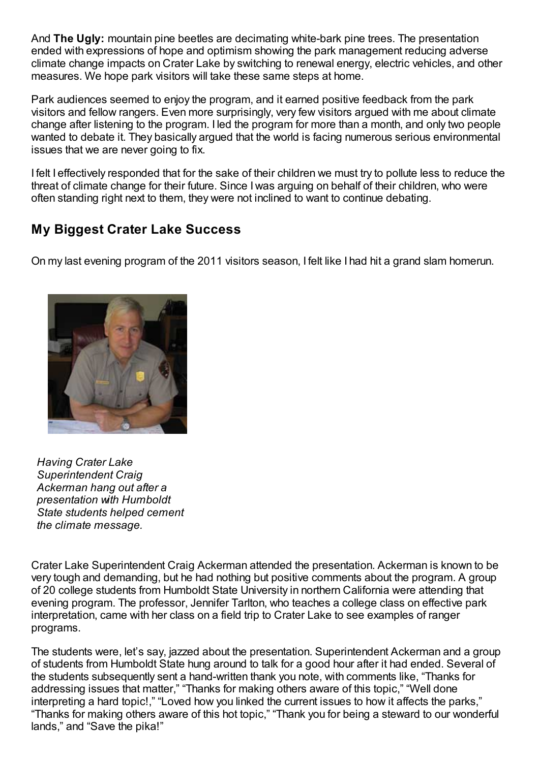And **The Ugly:** mountain pine beetles are decimating white-bark pine trees. The presentation ended with expressions of hope and optimism showing the park management reducing adverse climate change impacts on Crater Lake by switching to renewal energy, electric vehicles, and other measures. We hope park visitors will take these same steps at home.

Park audiences seemed to enjoy the program, and it earned positive feedback from the park visitors and fellow rangers. Even more surprisingly, very few visitors argued with me about climate change after listening to the program. I led the program for more than a month, and only two people wanted to debate it. They basically argued that the world is facing numerous serious environmental issues that we are never going to fix.

I felt I effectively responded that for the sake of their children we must try to pollute less to reduce the threat of climate change for their future. Since I was arguing on behalf of their children, who were often standing right next to them, they were not inclined to want to continue debating.

## My Biggest Crater Lake Success

On my last evening program of the 2011 visitors season, I felt like I had hit a grand slam homerun.

*Having Crater Lake Superintendent Craig Ackerman hang out after a presentation with Humboldt State students helped cement the climate message.*

Crater Lake Superintendent Craig Ackerman attended the presentation. Ackerman is known to be very tough and demanding, but he had nothing but positive comments about the program. A group of 20 college students from Humboldt State University in northern California were attending that evening program. The professor, Jennifer Tarlton, who teaches a college class on effective park interpretation, came with her class on a field trip to Crater Lake to see examples of ranger programs.

The students were, let's say, jazzed about the presentation. Superintendent Ackerman and a group of students from Humboldt State hung around to talk for a good hour after it had ended. Several of the students subsequently sent a hand-written thank you note, with comments like, "Thanks for addressing issues that matter," "Thanks for making others aware of this topic," "Well done interpreting a hard topic!," "Loved how you linked the current issues to how it affects the parks," "Thanks for making others aware of this hot topic," "Thank you for being a steward to our wonderful lands," and "Save the pika!"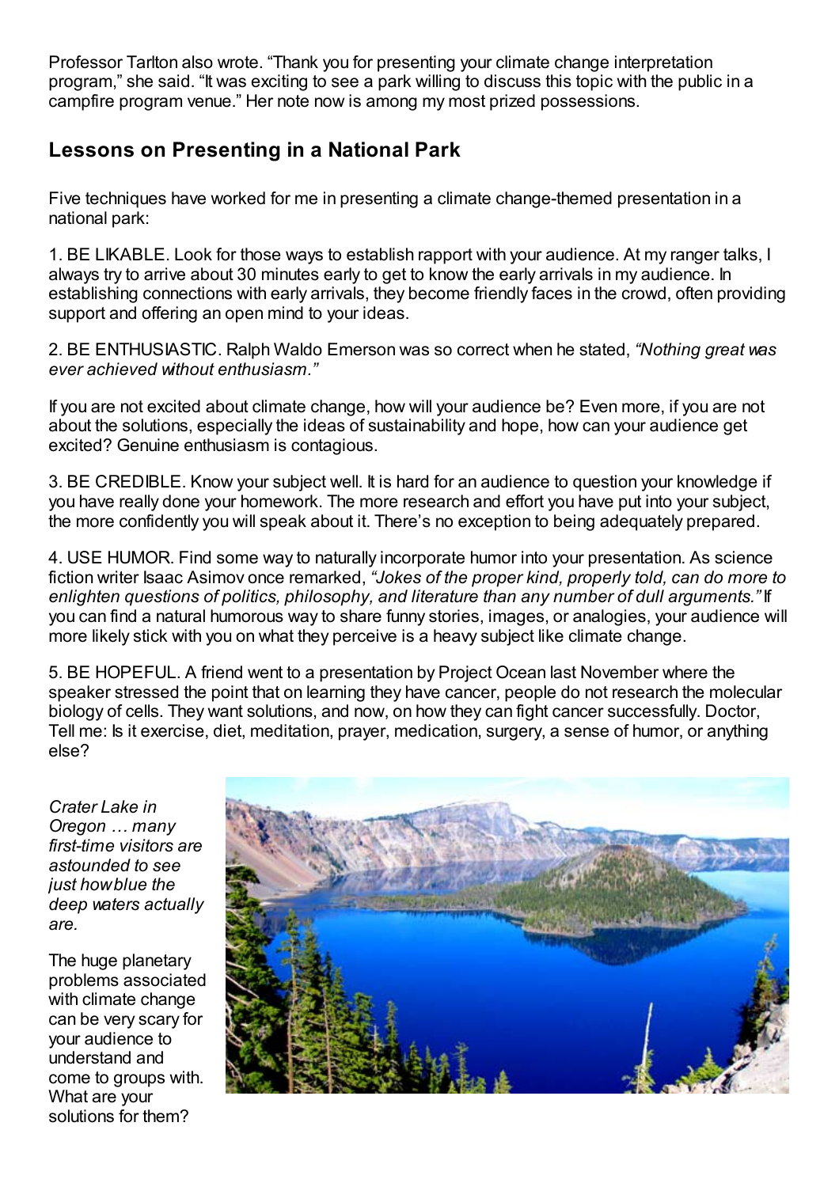Professor Tarlton also wrote. "Thank you for presenting your climate change interpretation program," she said. "It was exciting to see a park willing to discuss this topic with the public in a campfire program venue." Her note now is among my most prized possessions.

## Lessons on Presenting in a National Park

Five techniques have worked for me in presenting a climate change-themed presentation in a national park:

1. BE LIKABLE. Look for those ways to establish rapport with your audience. At my ranger talks, I always try to arrive about 30 minutes early to get to know the early arrivals in my audience. In establishing connections with early arrivals, they become friendly faces in the crowd, often providing support and offering an open mind to your ideas.

2. BE ENTHUSIASTIC. Ralph Waldo Emerson was so correct when he stated, *"Nothing great was ever achieved without enthusiasm."*

If you are not excited about climate change, how will your audience be? Even more, if you are not about the solutions, especially the ideas of sustainability and hope, how can your audience get excited? Genuine enthusiasm is contagious.

3. BE CREDIBLE. Know your subject well. It is hard for an audience to question your knowledge if you have really done your homework. The more research and effort you have put into your subject, the more confidently you will speak about it. There's no exception to being adequately prepared.

4. USE HUMOR. Find some way to naturally incorporate humor into your presentation. As science fiction writer Isaac Asimov once remarked, *"Jokes of the proper kind, properly told, can do more to enlighten questions of politics, philosophy, and literature than any number of dull arguments."* If you can find a natural humorous way to share funny stories, images, or analogies, your audience will more likely stick with you on what they perceive is a heavy subject like climate change.

5. BE HOPEFUL. A friend went to a presentation by Project Ocean last November where the speaker stressed the point that on learning they have cancer, people do not research the molecular biology of cells. They want solutions, and now, on how they can fight cancer successfully. Doctor, Tell me: Is it exercise, diet, meditation, prayer, medication, surgery, a sense of humor, or anything else?

*Crater Lake in Oregon … many first-time visitors are astounded to see just how blue the deep waters actually are.*

The huge planetary problems associated with climate change can be very scary for your audience to understand and come to groups with. What are your solutions for them?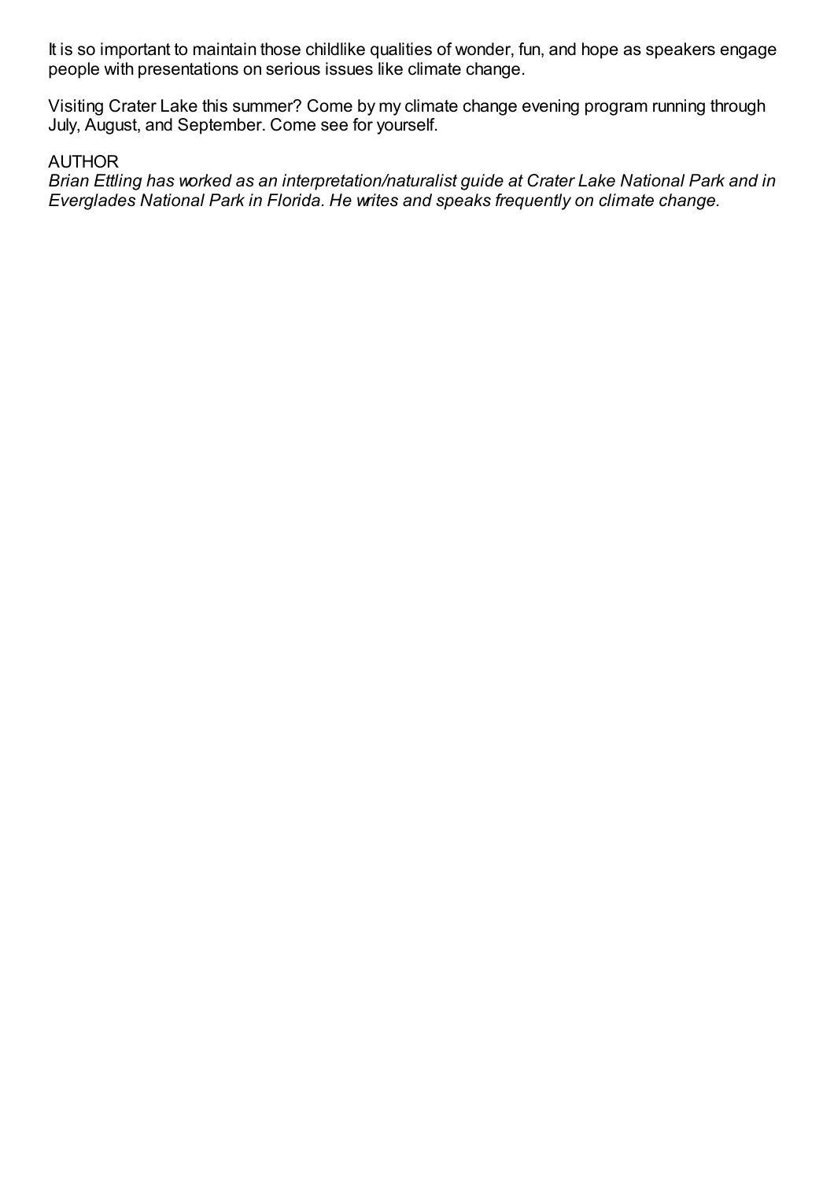It is so important to maintain those childlike qualities of wonder, fun, and hope as speakers engage people with presentations on serious issues like climate change.

Visiting Crater Lake this summer? Come by my climate change evening program running through July, August, and September. Come see for yourself.

AUTHOR

*Brian Ettling has worked as an interpretation/naturalist guide at Crater Lake National Park and in Everglades National Park in Florida. He writes and speaks frequently on climate change.*